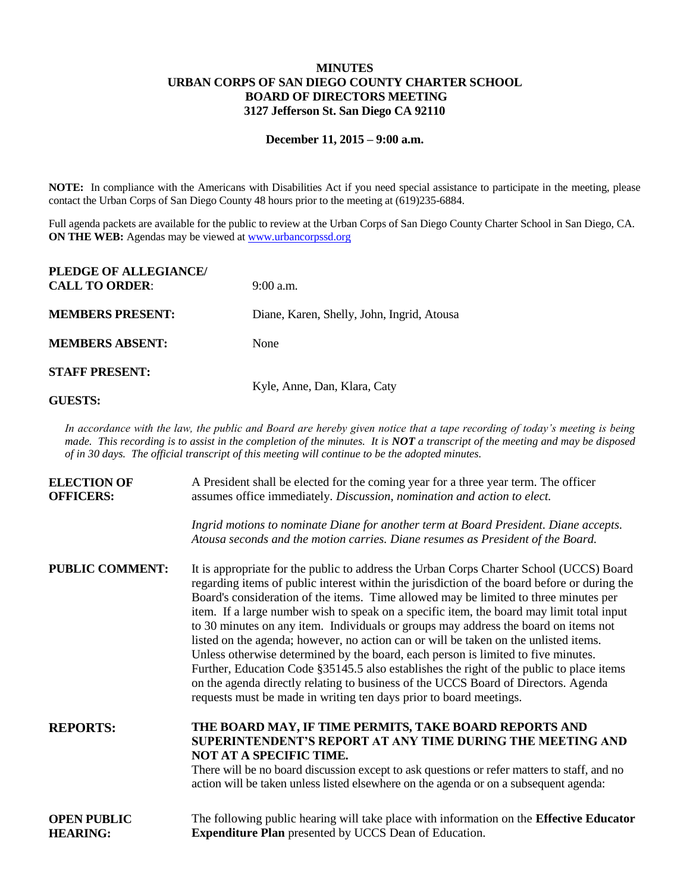**MINUTES**
**URBAN CORPS OF SAN DIEGO COUNTY CHARTER SCHOOL**
**BOARD OF DIRECTORS MEETING**
**3127 Jefferson St. San Diego CA 92110**

**December 11, 2015 – 9:00 a.m.**

**NOTE:** In compliance with the Americans with Disabilities Act if you need special assistance to participate in the meeting, please contact the Urban Corps of San Diego County 48 hours prior to the meeting at (619)235-6884.

Full agenda packets are available for the public to review at the Urban Corps of San Diego County Charter School in San Diego, CA. **ON THE WEB:** Agendas may be viewed at www.urbancorpssd.org

**PLEDGE OF ALLEGIANCE/ CALL TO ORDER**: 9:00 a.m.

**MEMBERS PRESENT:** Diane, Karen, Shelly, John, Ingrid, Atousa

**MEMBERS ABSENT:** None

**STAFF PRESENT:** Kyle, Anne, Dan, Klara, Caty

**GUESTS:**

*In accordance with the law, the public and Board are hereby given notice that a tape recording of today's meeting is being made. This recording is to assist in the completion of the minutes. It is **NOT** a transcript of the meeting and may be disposed of in 30 days. The official transcript of this meeting will continue to be the adopted minutes.*

**ELECTION OF OFFICERS:** A President shall be elected for the coming year for a three year term. The officer assumes office immediately. *Discussion, nomination and action to elect.*

*Ingrid motions to nominate Diane for another term at Board President. Diane accepts. Atousa seconds and the motion carries. Diane resumes as President of the Board.*

**PUBLIC COMMENT:** It is appropriate for the public to address the Urban Corps Charter School (UCCS) Board regarding items of public interest within the jurisdiction of the board before or during the Board's consideration of the items. Time allowed may be limited to three minutes per item. If a large number wish to speak on a specific item, the board may limit total input to 30 minutes on any item. Individuals or groups may address the board on items not listed on the agenda; however, no action can or will be taken on the unlisted items. Unless otherwise determined by the board, each person is limited to five minutes. Further, Education Code §35145.5 also establishes the right of the public to place items on the agenda directly relating to business of the UCCS Board of Directors. Agenda requests must be made in writing ten days prior to board meetings.

**REPORTS:** **THE BOARD MAY, IF TIME PERMITS, TAKE BOARD REPORTS AND SUPERINTENDENT'S REPORT AT ANY TIME DURING THE MEETING AND NOT AT A SPECIFIC TIME.**
There will be no board discussion except to ask questions or refer matters to staff, and no action will be taken unless listed elsewhere on the agenda or on a subsequent agenda:

**OPEN PUBLIC HEARING:** The following public hearing will take place with information on the **Effective Educator Expenditure Plan** presented by UCCS Dean of Education.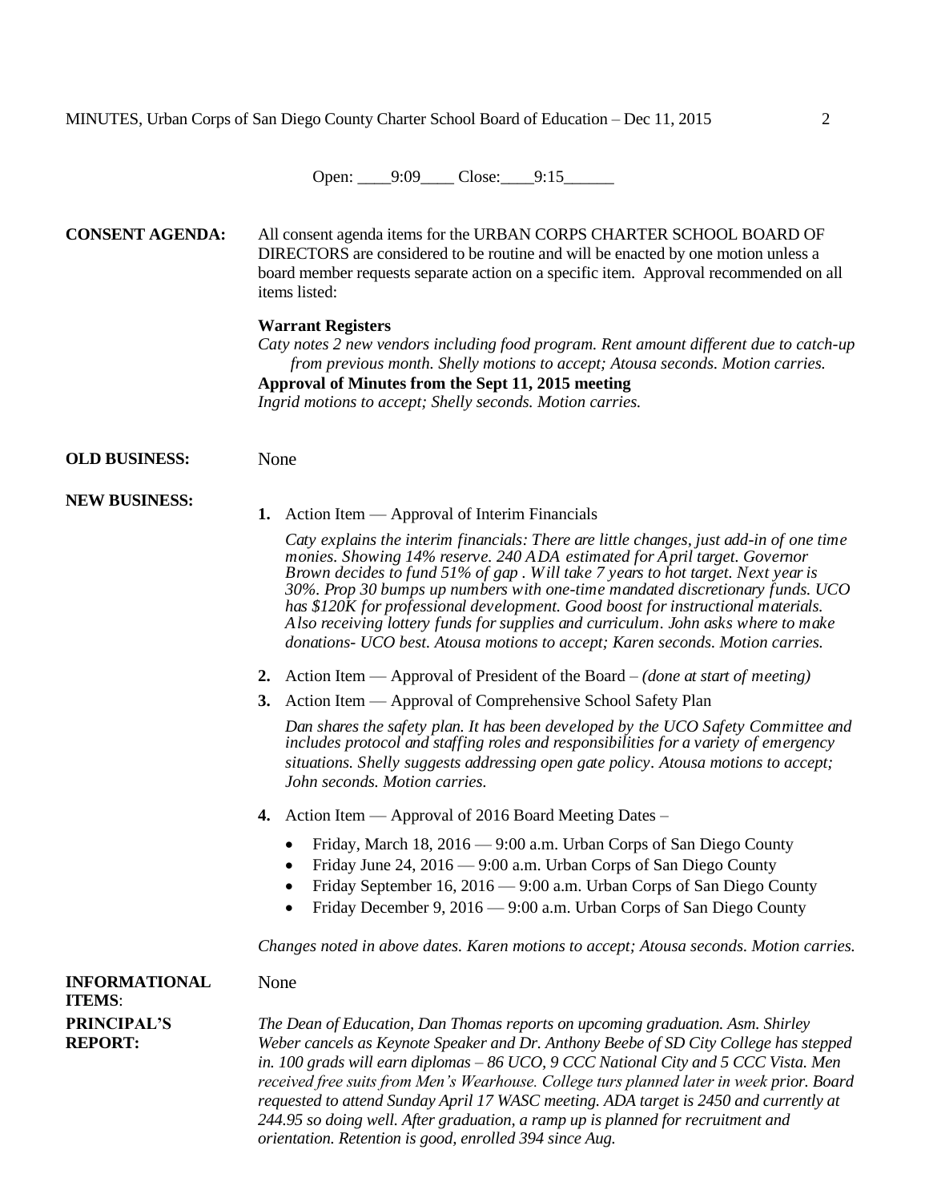Open: ____9:09____ Close:____9:15______

**CONSENT AGENDA:** All consent agenda items for the URBAN CORPS CHARTER SCHOOL BOARD OF DIRECTORS are considered to be routine and will be enacted by one motion unless a board member requests separate action on a specific item. Approval recommended on all items listed:

**Warrant Registers**

*Caty notes 2 new vendors including food program. Rent amount different due to catch-up from previous month. Shelly motions to accept; Atousa seconds. Motion carries.*

**Approval of Minutes from the Sept 11, 2015 meeting**

*Ingrid motions to accept; Shelly seconds. Motion carries.*

**OLD BUSINESS:** None

**NEW BUSINESS:**

1. Action Item — Approval of Interim Financials

   *Caty explains the interim financials: There are little changes, just add-in of one time monies. Showing 14% reserve. 240 ADA estimated for April target. Governor Brown decides to fund 51% of gap . Will take 7 years to hot target. Next year is 30%. Prop 30 bumps up numbers with one-time mandated discretionary funds. UCO has $120K for professional development. Good boost for instructional materials. Also receiving lottery funds for supplies and curriculum. John asks where to make donations- UCO best. Atousa motions to accept; Karen seconds. Motion carries.*

2. Action Item — Approval of President of the Board – *(done at start of meeting)*
3. Action Item — Approval of Comprehensive School Safety Plan

   *Dan shares the safety plan. It has been developed by the UCO Safety Committee and includes protocol and staffing roles and responsibilities for a variety of emergency situations. Shelly suggests addressing open gate policy. Atousa motions to accept; John seconds. Motion carries.*

4. Action Item — Approval of 2016 Board Meeting Dates –

   - Friday, March 18, 2016 — 9:00 a.m. Urban Corps of San Diego County
   - Friday June 24, 2016 — 9:00 a.m. Urban Corps of San Diego County
   - Friday September 16, 2016 — 9:00 a.m. Urban Corps of San Diego County
   - Friday December 9, 2016 — 9:00 a.m. Urban Corps of San Diego County

   *Changes noted in above dates. Karen motions to accept; Atousa seconds. Motion carries.*

**INFORMATIONAL ITEMS**: None

**PRINCIPAL'S REPORT:** *The Dean of Education, Dan Thomas reports on upcoming graduation. Asm. Shirley Weber cancels as Keynote Speaker and Dr. Anthony Beebe of SD City College has stepped in. 100 grads will earn diplomas – 86 UCO, 9 CCC National City and 5 CCC Vista. Men received free suits from Men's Wearhouse. College turs planned later in week prior. Board requested to attend Sunday April 17 WASC meeting. ADA target is 2450 and currently at 244.95 so doing well. After graduation, a ramp up is planned for recruitment and orientation. Retention is good, enrolled 394 since Aug.*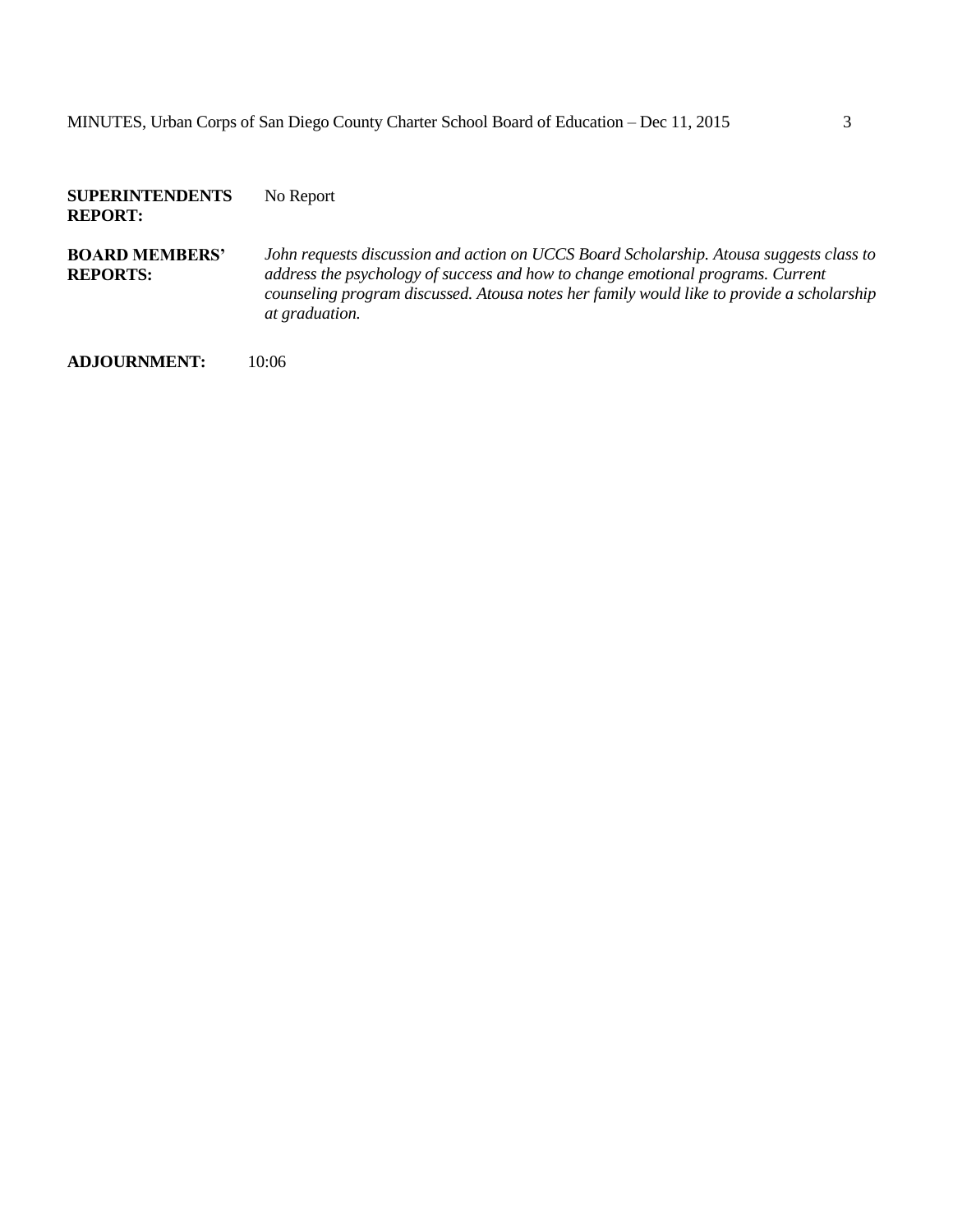**SUPERINTENDENTS REPORT:** No Report

**BOARD MEMBERS' REPORTS:** *John requests discussion and action on UCCS Board Scholarship. Atousa suggests class to address the psychology of success and how to change emotional programs. Current counseling program discussed. Atousa notes her family would like to provide a scholarship at graduation.*

**ADJOURNMENT:** 10:06